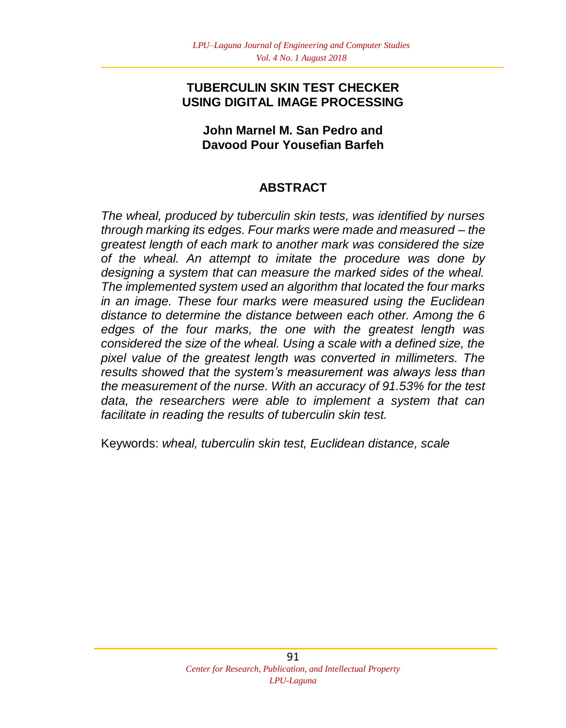# TUBERCULIN SKIN TEST CHECKER USING DIGITAL IMAGE PROCESSING

**John Marnel M. San Pedro and Davood Pour Yousefian Barfeh**

## ABSTRACT

*The wheal, produced by tuberculin skin tests, was identified by nurses through marking its edges. Four marks were made and measured – the greatest length of each mark to another mark was considered the size of the wheal. An attempt to imitate the procedure was done by designing a system that can measure the marked sides of the wheal. The implemented system used an algorithm that located the four marks in an image. These four marks were measured using the Euclidean distance to determine the distance between each other. Among the 6 edges of the four marks, the one with the greatest length was considered the size of the wheal. Using a scale with a defined size, the pixel value of the greatest length was converted in millimeters. The results showed that the system's measurement was always less than the measurement of the nurse. With an accuracy of 91.53% for the test data, the researchers were able to implement a system that can facilitate in reading the results of tuberculin skin test.*

Keywords: *wheal, tuberculin skin test, Euclidean distance, scale*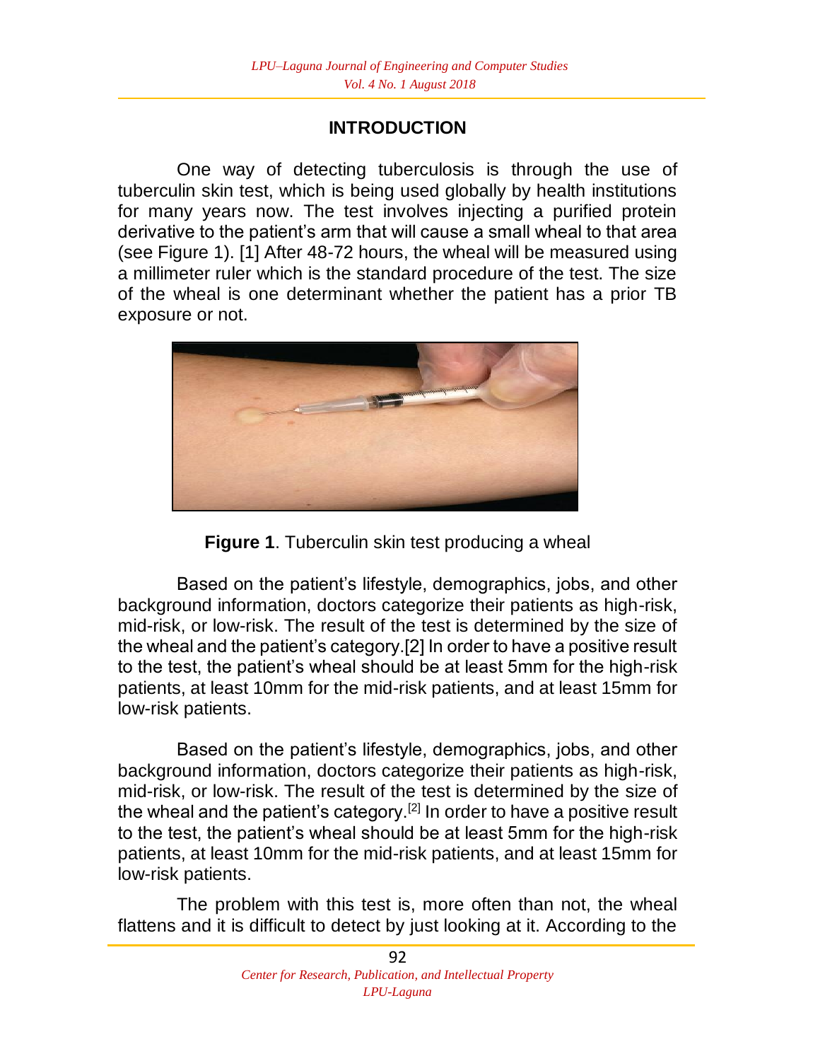## INTRODUCTION

One way of detecting tuberculosis is through the use of tuberculin skin test, which is being used globally by health institutions for many years now. The test involves injecting a purified protein derivative to the patient's arm that will cause a small wheal to that area (see Figure 1). [1] After 48-72 hours, the wheal will be measured using a millimeter ruler which is the standard procedure of the test. The size of the wheal is one determinant whether the patient has a prior TB exposure or not.

**Figure 1**. Tuberculin skin test producing a wheal

Based on the patient's lifestyle, demographics, jobs, and other background information, doctors categorize their patients as high-risk, mid-risk, or low-risk. The result of the test is determined by the size of the wheal and the patient's category.[2] In order to have a positive result to the test, the patient's wheal should be at least 5mm for the high-risk patients, at least 10mm for the mid-risk patients, and at least 15mm for low-risk patients.

Based on the patient's lifestyle, demographics, jobs, and other background information, doctors categorize their patients as high-risk, mid-risk, or low-risk. The result of the test is determined by the size of the wheal and the patient's category.[2] In order to have a positive result to the test, the patient's wheal should be at least 5mm for the high-risk patients, at least 10mm for the mid-risk patients, and at least 15mm for low-risk patients.

The problem with this test is, more often than not, the wheal flattens and it is difficult to detect by just looking at it. According to the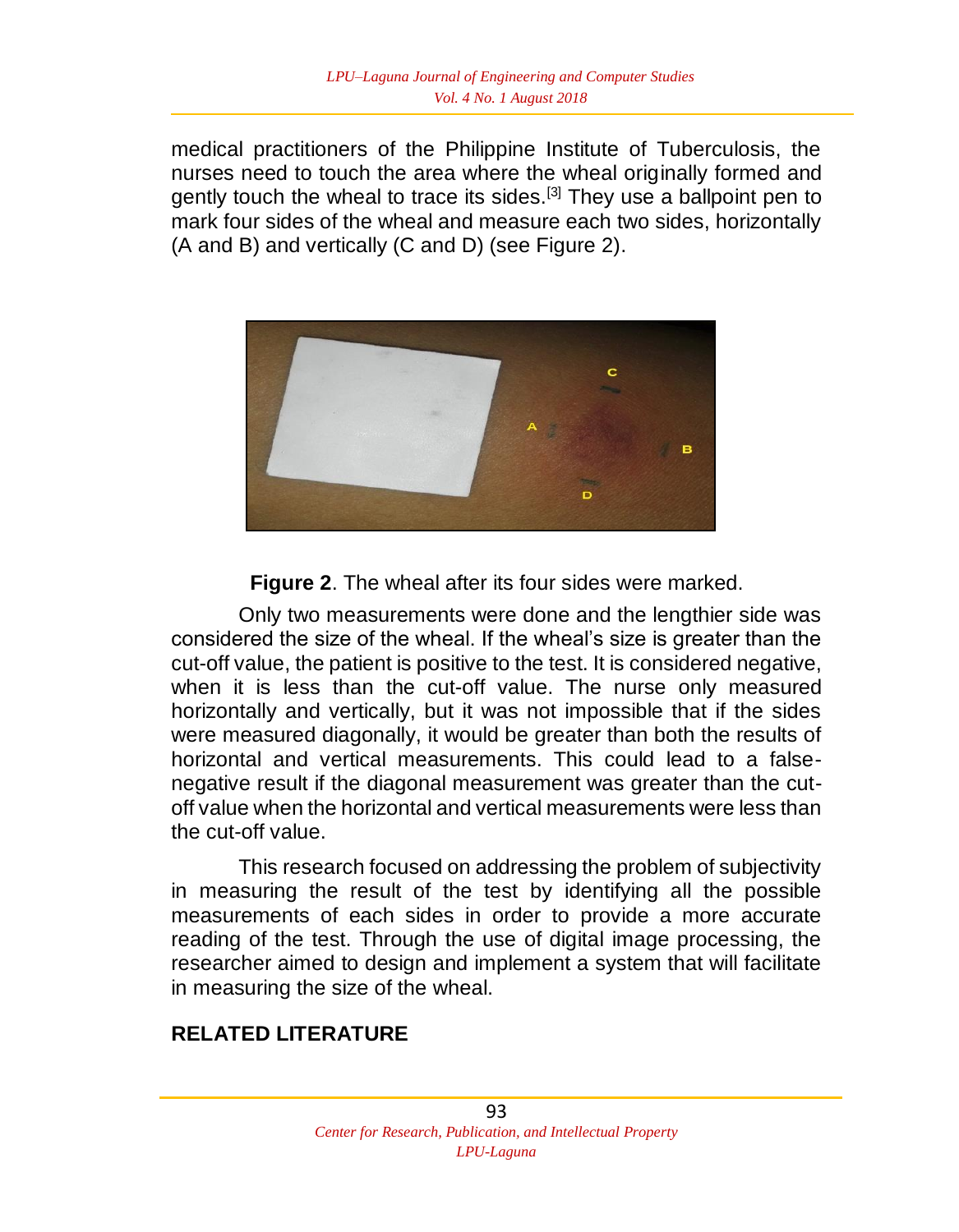medical practitioners of the Philippine Institute of Tuberculosis, the nurses need to touch the area where the wheal originally formed and gently touch the wheal to trace its sides.[3] They use a ballpoint pen to mark four sides of the wheal and measure each two sides, horizontally (A and B) and vertically (C and D) (see Figure 2).

**Figure 2**. The wheal after its four sides were marked.

Only two measurements were done and the lengthier side was considered the size of the wheal. If the wheal's size is greater than the cut-off value, the patient is positive to the test. It is considered negative, when it is less than the cut-off value. The nurse only measured horizontally and vertically, but it was not impossible that if the sides were measured diagonally, it would be greater than both the results of horizontal and vertical measurements. This could lead to a false-negative result if the diagonal measurement was greater than the cut-off value when the horizontal and vertical measurements were less than the cut-off value.

This research focused on addressing the problem of subjectivity in measuring the result of the test by identifying all the possible measurements of each sides in order to provide a more accurate reading of the test. Through the use of digital image processing, the researcher aimed to design and implement a system that will facilitate in measuring the size of the wheal.

## RELATED LITERATURE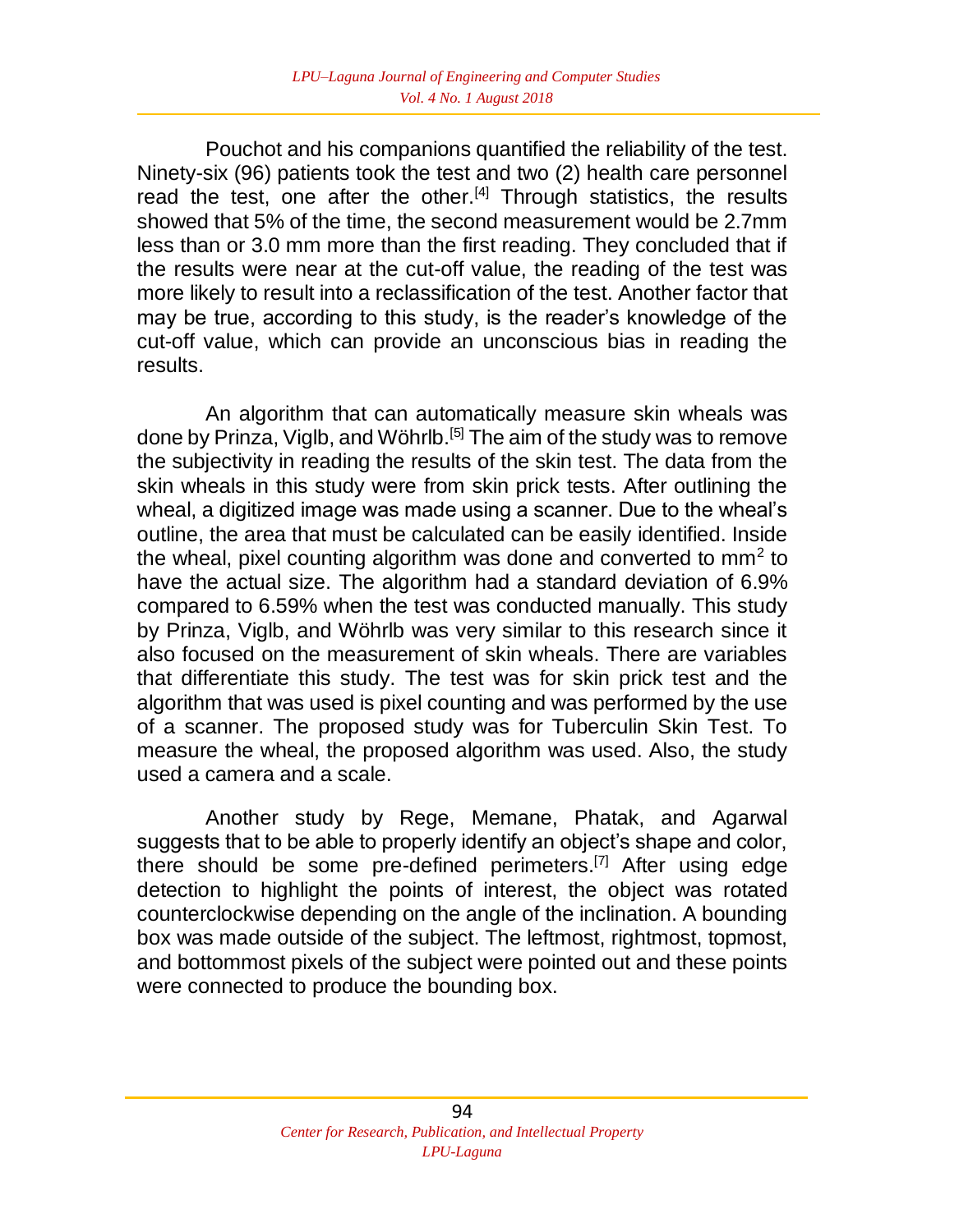Pouchot and his companions quantified the reliability of the test. Ninety-six (96) patients took the test and two (2) health care personnel read the test, one after the other.[4] Through statistics, the results showed that 5% of the time, the second measurement would be 2.7mm less than or 3.0 mm more than the first reading. They concluded that if the results were near at the cut-off value, the reading of the test was more likely to result into a reclassification of the test. Another factor that may be true, according to this study, is the reader's knowledge of the cut-off value, which can provide an unconscious bias in reading the results.

An algorithm that can automatically measure skin wheals was done by Prinza, Viglb, and Wöhrlb.[5] The aim of the study was to remove the subjectivity in reading the results of the skin test. The data from the skin wheals in this study were from skin prick tests. After outlining the wheal, a digitized image was made using a scanner. Due to the wheal's outline, the area that must be calculated can be easily identified. Inside the wheal, pixel counting algorithm was done and converted to $mm^2$ to have the actual size. The algorithm had a standard deviation of 6.9% compared to 6.59% when the test was conducted manually. This study by Prinza, Viglb, and Wöhrlb was very similar to this research since it also focused on the measurement of skin wheals. There are variables that differentiate this study. The test was for skin prick test and the algorithm that was used is pixel counting and was performed by the use of a scanner. The proposed study was for Tuberculin Skin Test. To measure the wheal, the proposed algorithm was used. Also, the study used a camera and a scale.

Another study by Rege, Memane, Phatak, and Agarwal suggests that to be able to properly identify an object's shape and color, there should be some pre-defined perimeters.[7] After using edge detection to highlight the points of interest, the object was rotated counterclockwise depending on the angle of the inclination. A bounding box was made outside of the subject. The leftmost, rightmost, topmost, and bottommost pixels of the subject were pointed out and these points were connected to produce the bounding box.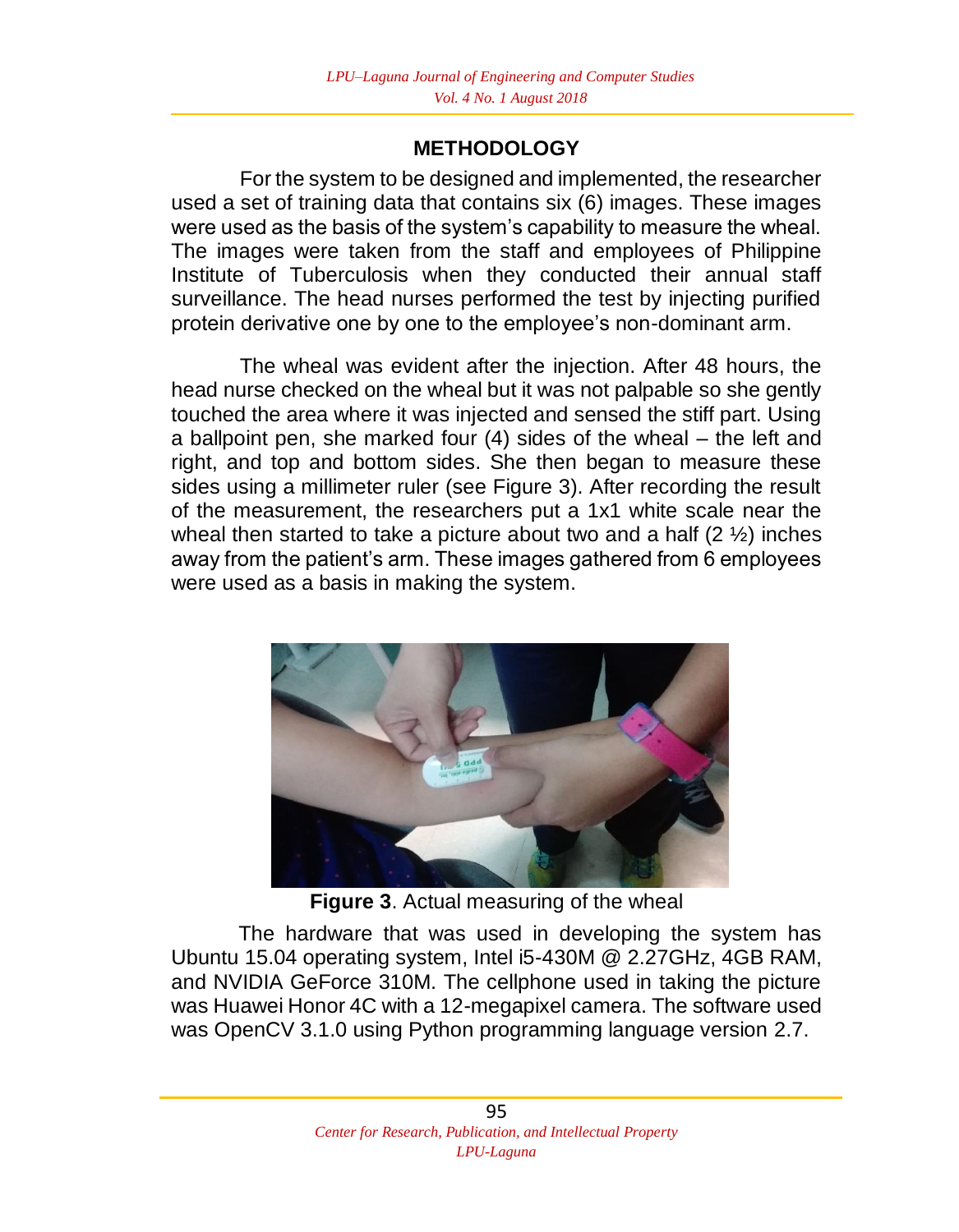## METHODOLOGY

For the system to be designed and implemented, the researcher used a set of training data that contains six (6) images. These images were used as the basis of the system's capability to measure the wheal. The images were taken from the staff and employees of Philippine Institute of Tuberculosis when they conducted their annual staff surveillance. The head nurses performed the test by injecting purified protein derivative one by one to the employee's non-dominant arm.

The wheal was evident after the injection. After 48 hours, the head nurse checked on the wheal but it was not palpable so she gently touched the area where it was injected and sensed the stiff part. Using a ballpoint pen, she marked four (4) sides of the wheal – the left and right, and top and bottom sides. She then began to measure these sides using a millimeter ruler (see Figure 3). After recording the result of the measurement, the researchers put a 1x1 white scale near the wheal then started to take a picture about two and a half (2 ½) inches away from the patient's arm. These images gathered from 6 employees were used as a basis in making the system.

**Figure 3**. Actual measuring of the wheal

The hardware that was used in developing the system has Ubuntu 15.04 operating system, Intel i5-430M @ 2.27GHz, 4GB RAM, and NVIDIA GeForce 310M. The cellphone used in taking the picture was Huawei Honor 4C with a 12-megapixel camera. The software used was OpenCV 3.1.0 using Python programming language version 2.7.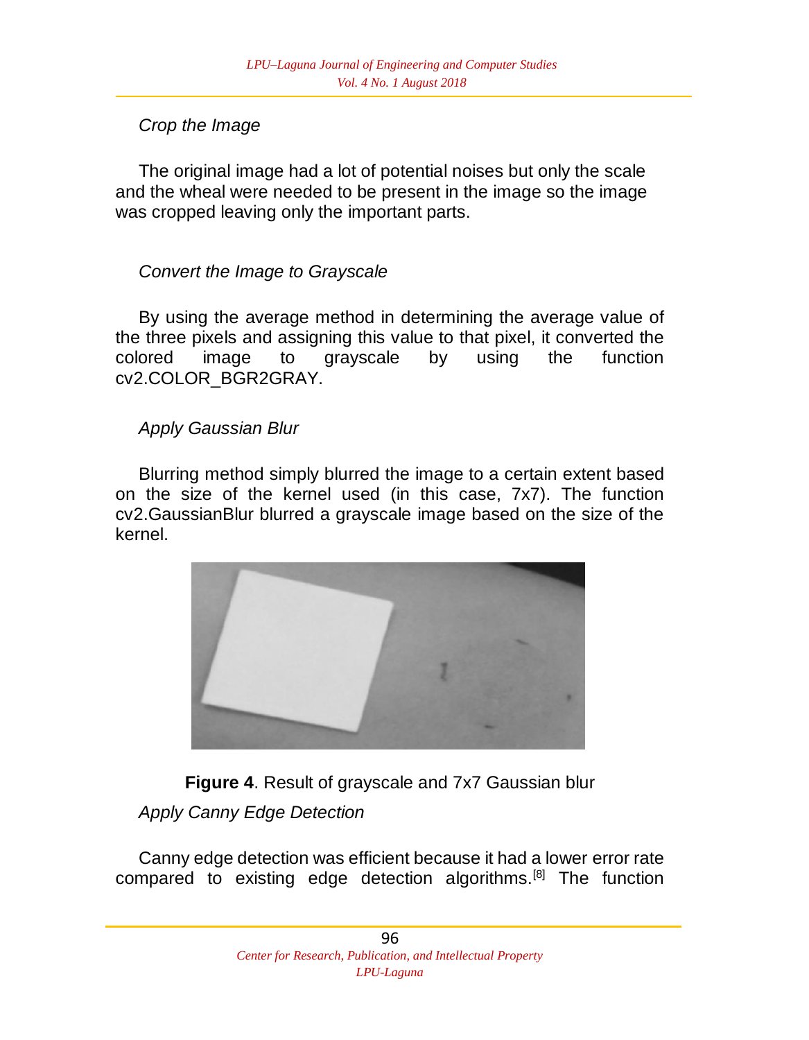*Crop the Image*

The original image had a lot of potential noises but only the scale and the wheal were needed to be present in the image so the image was cropped leaving only the important parts.

*Convert the Image to Grayscale*

By using the average method in determining the average value of the three pixels and assigning this value to that pixel, it converted the colored image to grayscale by using the function cv2.COLOR_BGR2GRAY.

*Apply Gaussian Blur*

Blurring method simply blurred the image to a certain extent based on the size of the kernel used (in this case, 7x7). The function cv2.GaussianBlur blurred a grayscale image based on the size of the kernel.

**Figure 4**. Result of grayscale and 7x7 Gaussian blur

*Apply Canny Edge Detection*

Canny edge detection was efficient because it had a lower error rate compared to existing edge detection algorithms.[8] The function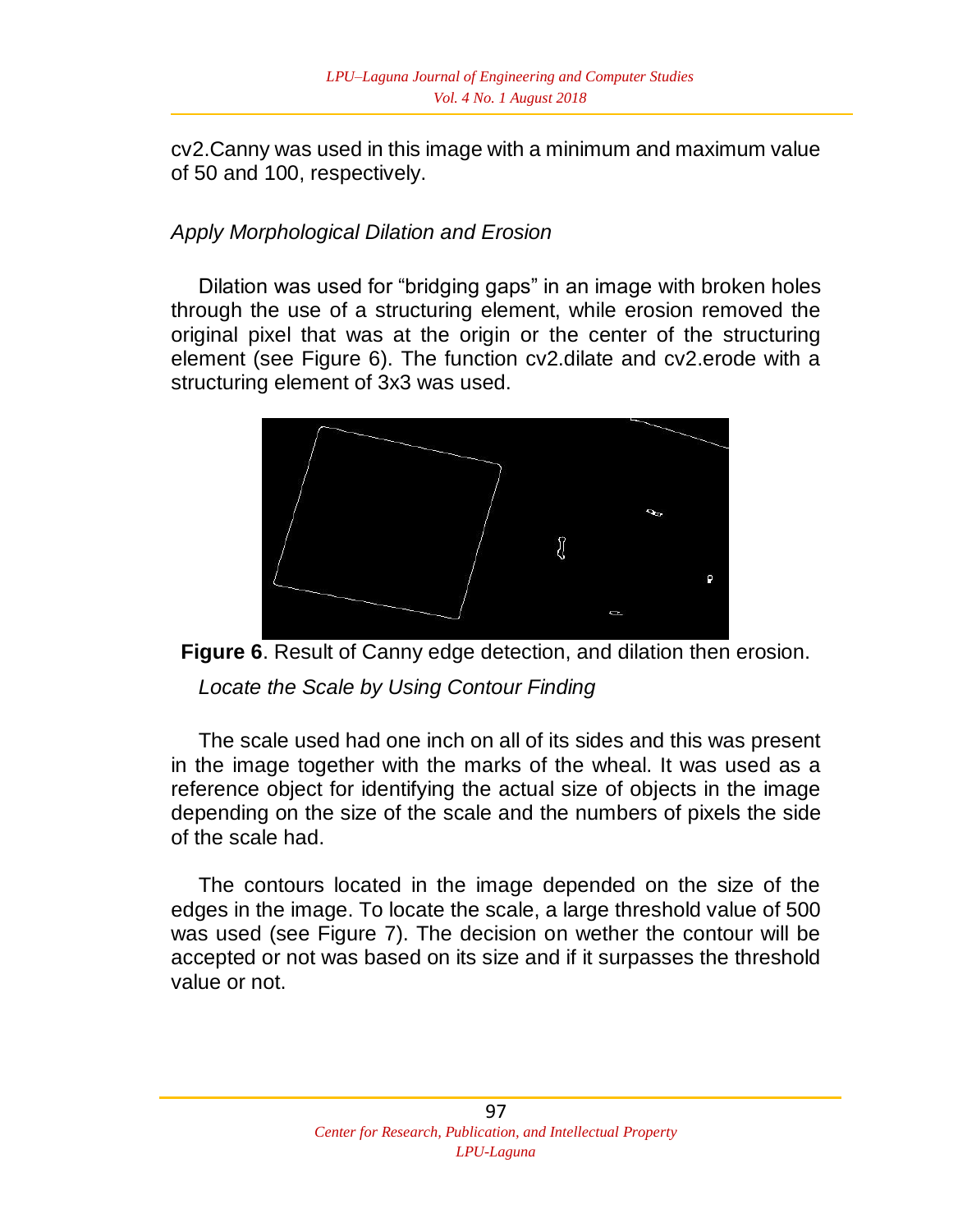cv2.Canny was used in this image with a minimum and maximum value of 50 and 100, respectively.

*Apply Morphological Dilation and Erosion*

Dilation was used for “bridging gaps” in an image with broken holes through the use of a structuring element, while erosion removed the original pixel that was at the origin or the center of the structuring element (see Figure 6). The function cv2.dilate and cv2.erode with a structuring element of 3x3 was used.

**Figure 6**. Result of Canny edge detection, and dilation then erosion.

*Locate the Scale by Using Contour Finding*

The scale used had one inch on all of its sides and this was present in the image together with the marks of the wheal. It was used as a reference object for identifying the actual size of objects in the image depending on the size of the scale and the numbers of pixels the side of the scale had.

The contours located in the image depended on the size of the edges in the image. To locate the scale, a large threshold value of 500 was used (see Figure 7). The decision on wether the contour will be accepted or not was based on its size and if it surpasses the threshold value or not.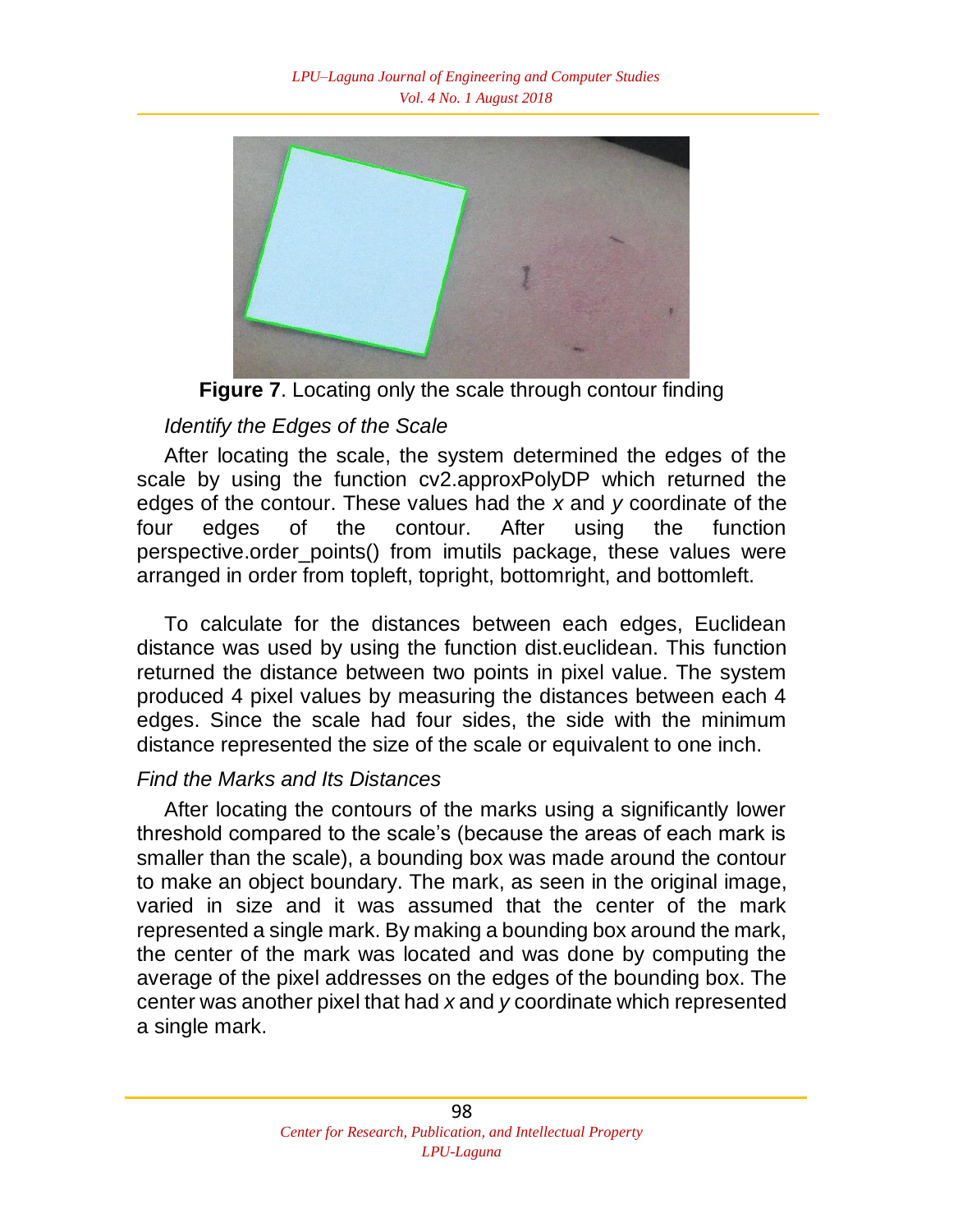**Figure 7**. Locating only the scale through contour finding

### *Identify the Edges of the Scale*

After locating the scale, the system determined the edges of the scale by using the function cv2.approxPolyDP which returned the edges of the contour. These values had the *x* and *y* coordinate of the four edges of the contour. After using the function perspective.order_points() from imutils package, these values were arranged in order from topleft, topright, bottomright, and bottomleft.

To calculate for the distances between each edges, Euclidean distance was used by using the function dist.euclidean. This function returned the distance between two points in pixel value. The system produced 4 pixel values by measuring the distances between each 4 edges. Since the scale had four sides, the side with the minimum distance represented the size of the scale or equivalent to one inch.

### *Find the Marks and Its Distances*

After locating the contours of the marks using a significantly lower threshold compared to the scale's (because the areas of each mark is smaller than the scale), a bounding box was made around the contour to make an object boundary. The mark, as seen in the original image, varied in size and it was assumed that the center of the mark represented a single mark. By making a bounding box around the mark, the center of the mark was located and was done by computing the average of the pixel addresses on the edges of the bounding box. The center was another pixel that had *x* and *y* coordinate which represented a single mark.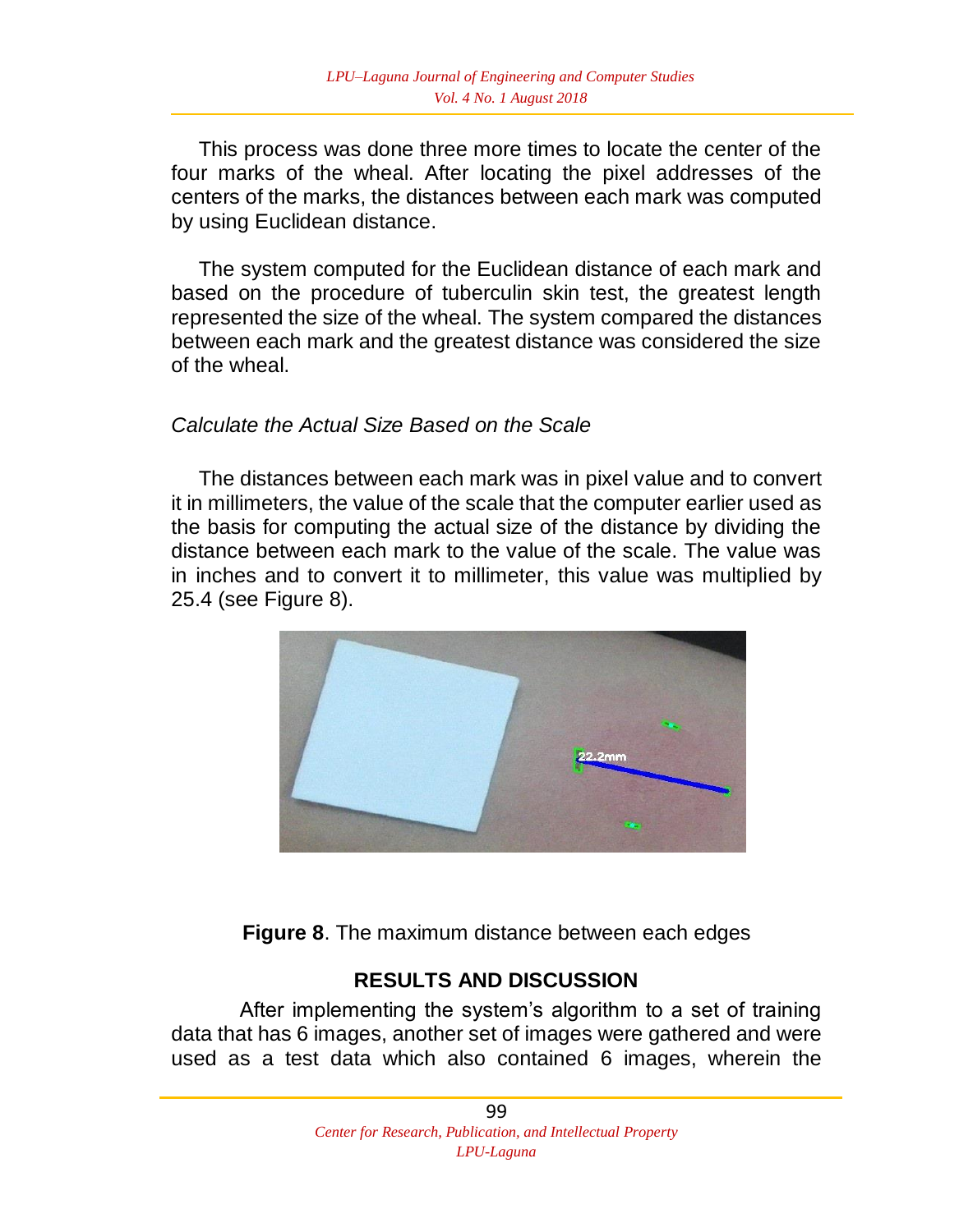This process was done three more times to locate the center of the four marks of the wheal. After locating the pixel addresses of the centers of the marks, the distances between each mark was computed by using Euclidean distance.

The system computed for the Euclidean distance of each mark and based on the procedure of tuberculin skin test, the greatest length represented the size of the wheal. The system compared the distances between each mark and the greatest distance was considered the size of the wheal.

*Calculate the Actual Size Based on the Scale*

The distances between each mark was in pixel value and to convert it in millimeters, the value of the scale that the computer earlier used as the basis for computing the actual size of the distance by dividing the distance between each mark to the value of the scale. The value was in inches and to convert it to millimeter, this value was multiplied by 25.4 (see Figure 8).

**Figure 8**. The maximum distance between each edges

## RESULTS AND DISCUSSION

After implementing the system's algorithm to a set of training data that has 6 images, another set of images were gathered and were used as a test data which also contained 6 images, wherein the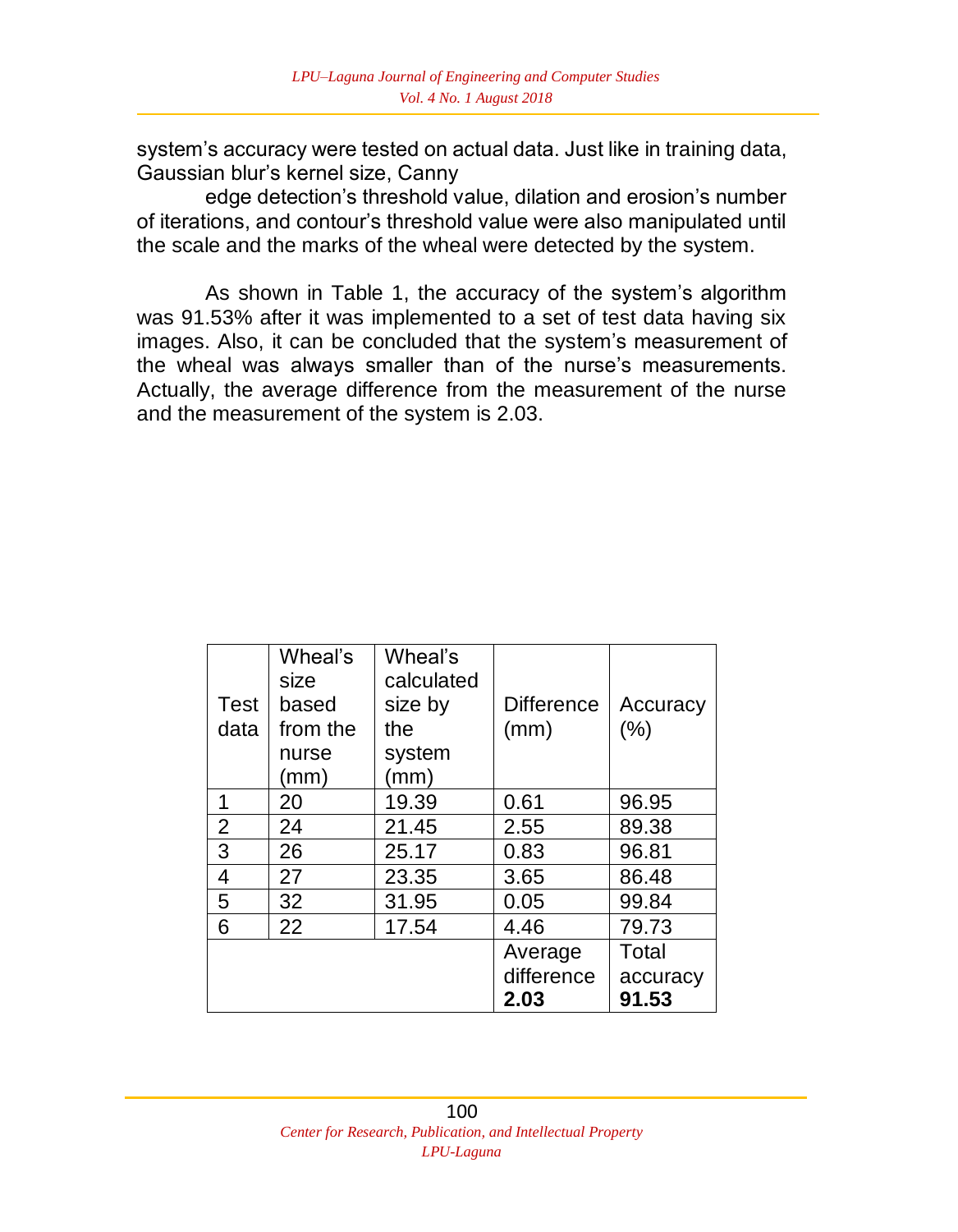system's accuracy were tested on actual data. Just like in training data, Gaussian blur's kernel size, Canny edge detection's threshold value, dilation and erosion's number of iterations, and contour's threshold value were also manipulated until the scale and the marks of the wheal were detected by the system.

As shown in Table 1, the accuracy of the system's algorithm was 91.53% after it was implemented to a set of test data having six images. Also, it can be concluded that the system's measurement of the wheal was always smaller than of the nurse's measurements. Actually, the average difference from the measurement of the nurse and the measurement of the system is 2.03.

| Test data | Wheal's size based from the nurse (mm) | Wheal's calculated size by the system (mm) | Difference (mm) | Accuracy (%) |
|---|---|---|---|---|
| 1 | 20 | 19.39 | 0.61 | 96.95 |
| 2 | 24 | 21.45 | 2.55 | 89.38 |
| 3 | 26 | 25.17 | 0.83 | 96.81 |
| 4 | 27 | 23.35 | 3.65 | 86.48 |
| 5 | 32 | 31.95 | 0.05 | 99.84 |
| 6 | 22 | 17.54 | 4.46 | 79.73 |
| | | | Average difference **2.03** | Total accuracy **91.53** |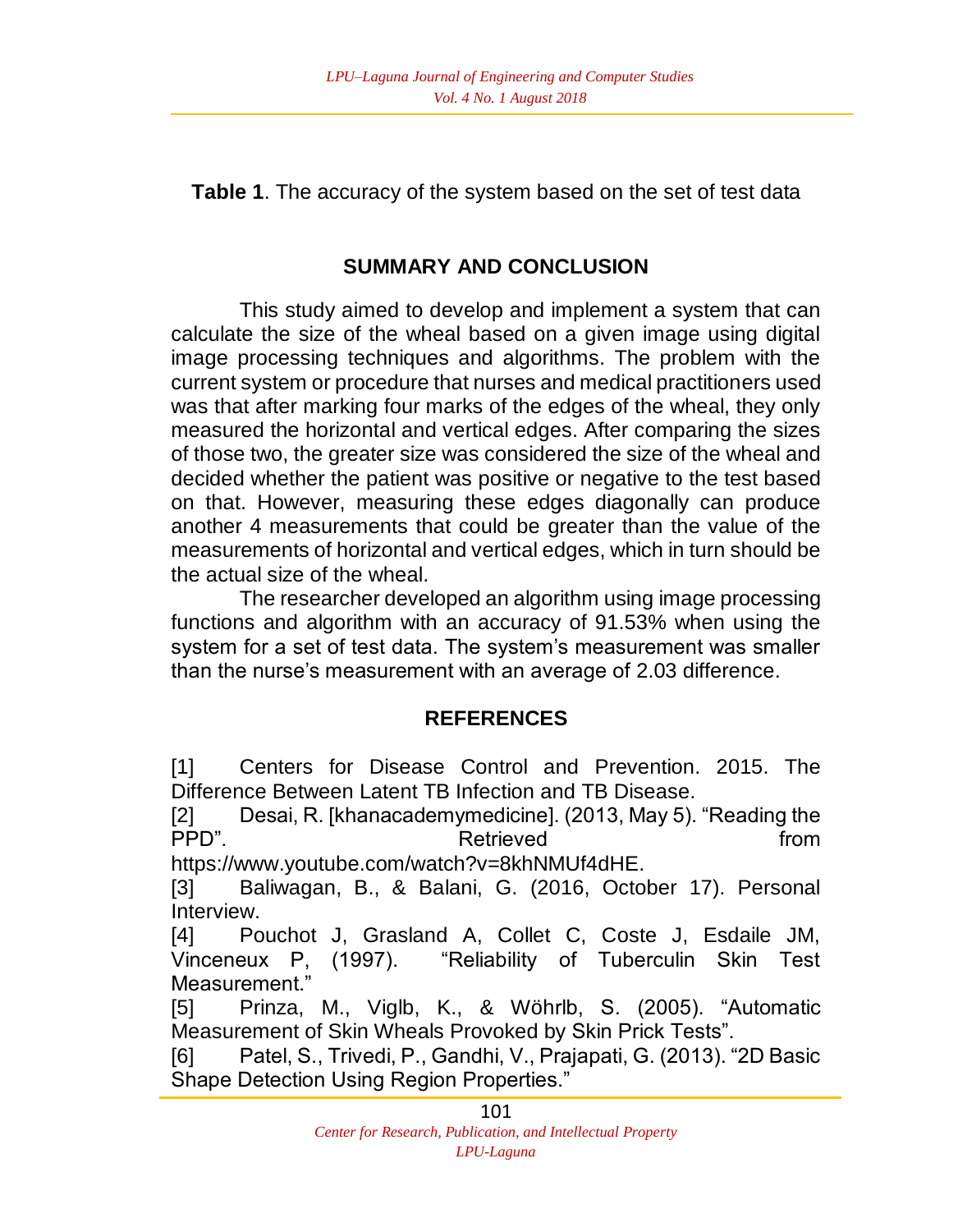**Table 1**. The accuracy of the system based on the set of test data

## SUMMARY AND CONCLUSION

This study aimed to develop and implement a system that can calculate the size of the wheal based on a given image using digital image processing techniques and algorithms. The problem with the current system or procedure that nurses and medical practitioners used was that after marking four marks of the edges of the wheal, they only measured the horizontal and vertical edges. After comparing the sizes of those two, the greater size was considered the size of the wheal and decided whether the patient was positive or negative to the test based on that. However, measuring these edges diagonally can produce another 4 measurements that could be greater than the value of the measurements of horizontal and vertical edges, which in turn should be the actual size of the wheal.

The researcher developed an algorithm using image processing functions and algorithm with an accuracy of 91.53% when using the system for a set of test data. The system's measurement was smaller than the nurse's measurement with an average of 2.03 difference.

## REFERENCES

[1] Centers for Disease Control and Prevention. 2015. The Difference Between Latent TB Infection and TB Disease.

[2] Desai, R. [khanacademymedicine]. (2013, May 5). "Reading the PPD". Retrieved from https://www.youtube.com/watch?v=8khNMUf4dHE.

[3] Baliwagan, B., & Balani, G. (2016, October 17). Personal Interview.

[4] Pouchot J, Grasland A, Collet C, Coste J, Esdaile JM, Vinceneux P, (1997). "Reliability of Tuberculin Skin Test Measurement."

[5] Prinza, M., Viglb, K., & Wöhrlb, S. (2005). "Automatic Measurement of Skin Wheals Provoked by Skin Prick Tests".

[6] Patel, S., Trivedi, P., Gandhi, V., Prajapati, G. (2013). "2D Basic Shape Detection Using Region Properties."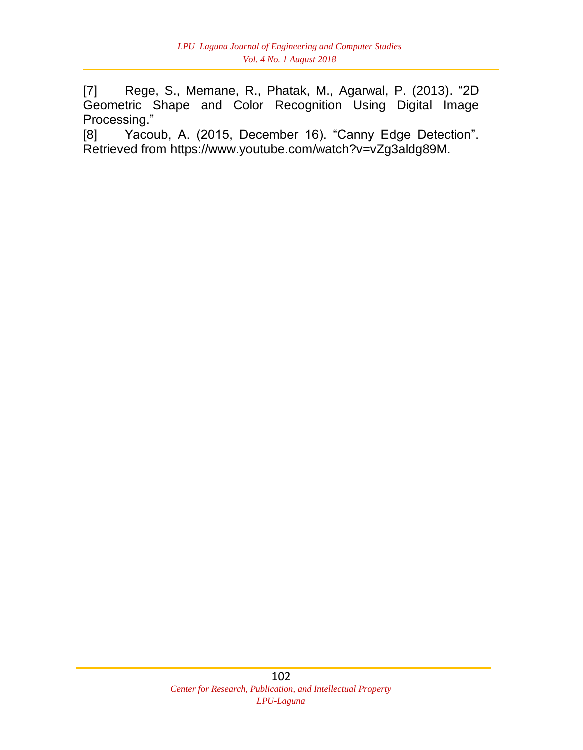[7] Rege, S., Memane, R., Phatak, M., Agarwal, P. (2013). "2D Geometric Shape and Color Recognition Using Digital Image Processing."

[8] Yacoub, A. (2015, December 16). "Canny Edge Detection". Retrieved from https://www.youtube.com/watch?v=vZg3aldg89M.